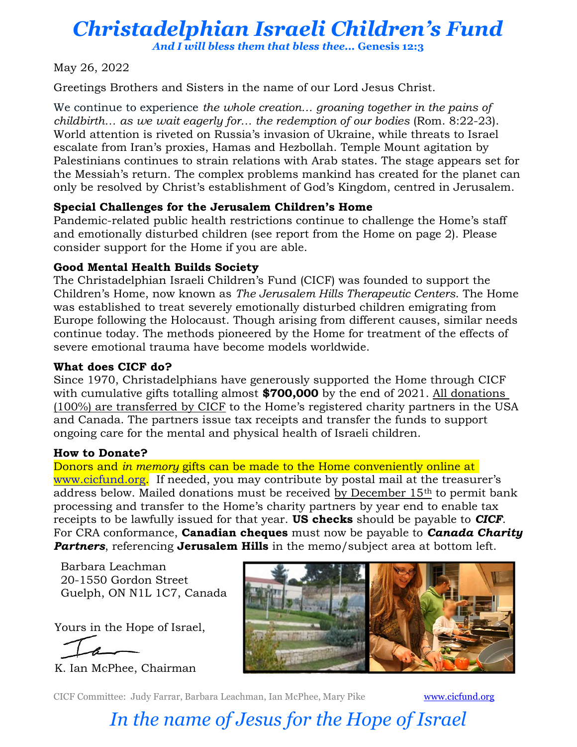# *Christadelphian Israeli Children's Fund*

***And I will bless them that bless thee… Genesis 12:3***

May 26, 2022

Greetings Brothers and Sisters in the name of our Lord Jesus Christ.

We continue to experience *the whole creation… groaning together in the pains of childbirth… as we wait eagerly for… the redemption of our bodies* (Rom. 8:22-23). World attention is riveted on Russia's invasion of Ukraine, while threats to Israel escalate from Iran's proxies, Hamas and Hezbollah. Temple Mount agitation by Palestinians continues to strain relations with Arab states. The stage appears set for the Messiah's return. The complex problems mankind has created for the planet can only be resolved by Christ's establishment of God's Kingdom, centred in Jerusalem.

**Special Challenges for the Jerusalem Children's Home**

Pandemic-related public health restrictions continue to challenge the Home's staff and emotionally disturbed children (see report from the Home on page 2). Please consider support for the Home if you are able.

**Good Mental Health Builds Society**

The Christadelphian Israeli Children's Fund (CICF) was founded to support the Children's Home, now known as *The Jerusalem Hills Therapeutic Centers*. The Home was established to treat severely emotionally disturbed children emigrating from Europe following the Holocaust. Though arising from different causes, similar needs continue today. The methods pioneered by the Home for treatment of the effects of severe emotional trauma have become models worldwide.

**What does CICF do?**

Since 1970, Christadelphians have generously supported the Home through CICF with cumulative gifts totalling almost **$700,000** by the end of 2021. All donations (100%) are transferred by CICF to the Home's registered charity partners in the USA and Canada. The partners issue tax receipts and transfer the funds to support ongoing care for the mental and physical health of Israeli children.

**How to Donate?**

Donors and *in memory* gifts can be made to the Home conveniently online at www.cicfund.org. If needed, you may contribute by postal mail at the treasurer's address below. Mailed donations must be received by December 15th to permit bank processing and transfer to the Home's charity partners by year end to enable tax receipts to be lawfully issued for that year. **US checks** should be payable to ***CICF***. For CRA conformance, **Canadian cheques** must now be payable to ***Canada Charity Partners***, referencing **Jerusalem Hills** in the memo/subject area at bottom left.

Barbara Leachman
20-1550 Gordon Street
Guelph, ON N1L 1C7, Canada

Yours in the Hope of Israel,

K. Ian McPhee, Chairman

CICF Committee: Judy Farrar, Barbara Leachman, Ian McPhee, Mary Pike www.cicfund.org

*In the name of Jesus for the Hope of Israel*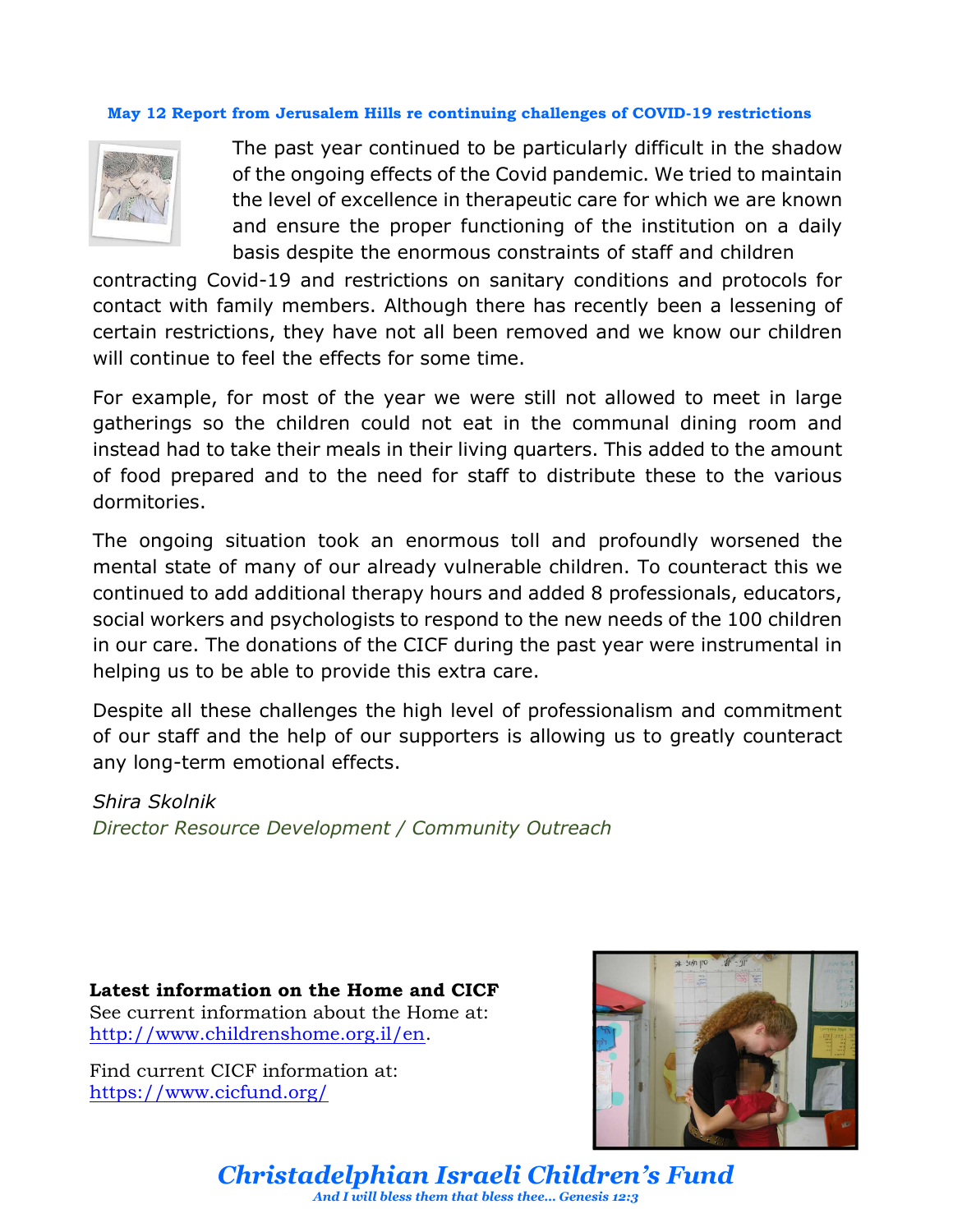**May 12 Report from Jerusalem Hills re continuing challenges of COVID-19 restrictions**

The past year continued to be particularly difficult in the shadow of the ongoing effects of the Covid pandemic. We tried to maintain the level of excellence in therapeutic care for which we are known and ensure the proper functioning of the institution on a daily basis despite the enormous constraints of staff and children contracting Covid-19 and restrictions on sanitary conditions and protocols for contact with family members. Although there has recently been a lessening of certain restrictions, they have not all been removed and we know our children will continue to feel the effects for some time.

For example, for most of the year we were still not allowed to meet in large gatherings so the children could not eat in the communal dining room and instead had to take their meals in their living quarters. This added to the amount of food prepared and to the need for staff to distribute these to the various dormitories.

The ongoing situation took an enormous toll and profoundly worsened the mental state of many of our already vulnerable children. To counteract this we continued to add additional therapy hours and added 8 professionals, educators, social workers and psychologists to respond to the new needs of the 100 children in our care. The donations of the CICF during the past year were instrumental in helping us to be able to provide this extra care.

Despite all these challenges the high level of professionalism and commitment of our staff and the help of our supporters is allowing us to greatly counteract any long-term emotional effects.

*Shira Skolnik*
*Director Resource Development / Community Outreach*

**Latest information on the Home and CICF**
See current information about the Home at: [http://www.childrenshome.org.il/en](http://www.childrenshome.org.il/en).

Find current CICF information at: [https://www.cicfund.org/](https://www.cicfund.org/)

***Christadelphian Israeli Children's Fund***
***And I will bless them that bless thee... Genesis 12:3***